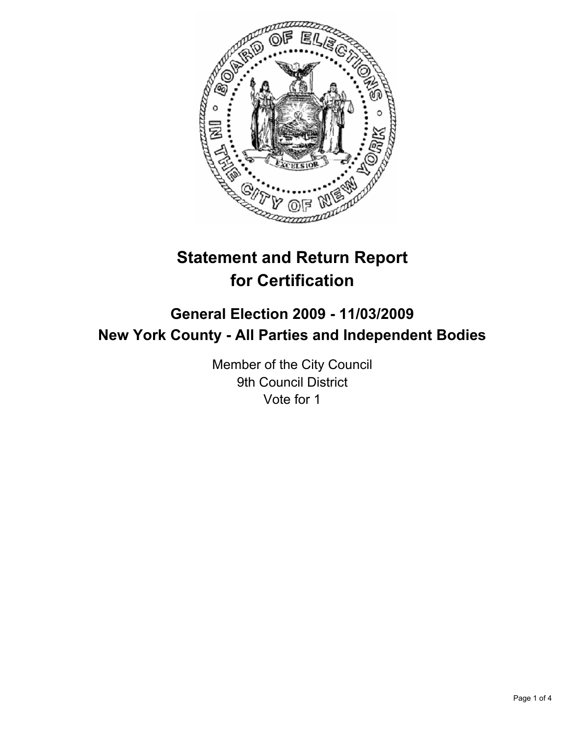# Statement and Return Report for Certification

## General Election 2009 - 11/03/2009
## New York County - All Parties and Independent Bodies

Member of the City Council
9th Council District
Vote for 1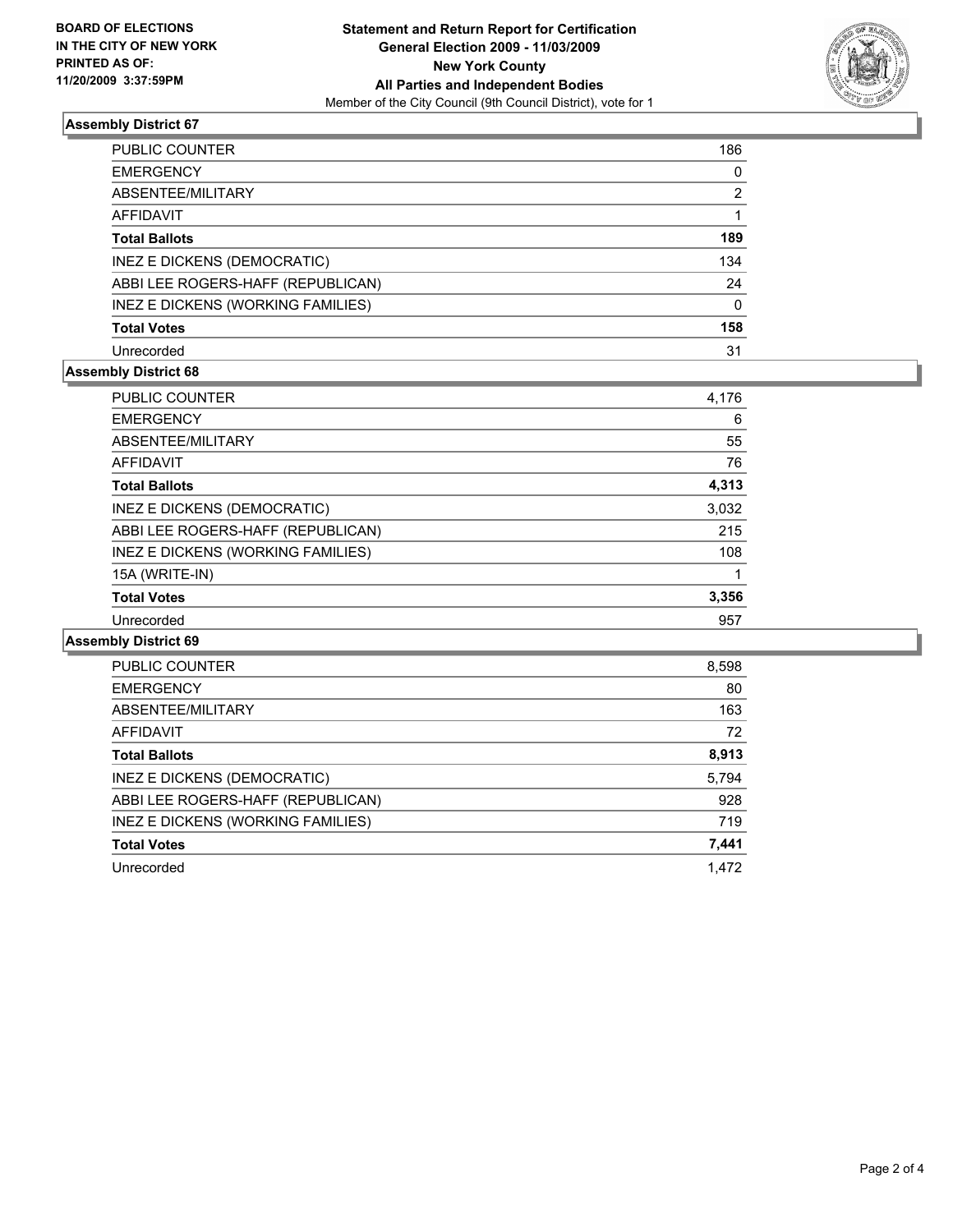**BOARD OF ELECTIONS IN THE CITY OF NEW YORK PRINTED AS OF: 11/20/2009 3:37:59PM**

**Statement and Return Report for Certification General Election 2009 - 11/03/2009 New York County All Parties and Independent Bodies**

Member of the City Council (9th Council District), vote for 1

### Assembly District 67

| | |
|---|---|
| PUBLIC COUNTER | 186 |
| EMERGENCY | 0 |
| ABSENTEE/MILITARY | 2 |
| AFFIDAVIT | 1 |
| **Total Ballots** | **189** |
| INEZ E DICKENS (DEMOCRATIC) | 134 |
| ABBI LEE ROGERS-HAFF (REPUBLICAN) | 24 |
| INEZ E DICKENS (WORKING FAMILIES) | 0 |
| **Total Votes** | **158** |
| Unrecorded | 31 |

### Assembly District 68

| | |
|---|---|
| PUBLIC COUNTER | 4,176 |
| EMERGENCY | 6 |
| ABSENTEE/MILITARY | 55 |
| AFFIDAVIT | 76 |
| **Total Ballots** | **4,313** |
| INEZ E DICKENS (DEMOCRATIC) | 3,032 |
| ABBI LEE ROGERS-HAFF (REPUBLICAN) | 215 |
| INEZ E DICKENS (WORKING FAMILIES) | 108 |
| 15A (WRITE-IN) | 1 |
| **Total Votes** | **3,356** |
| Unrecorded | 957 |

### Assembly District 69

| | |
|---|---|
| PUBLIC COUNTER | 8,598 |
| EMERGENCY | 80 |
| ABSENTEE/MILITARY | 163 |
| AFFIDAVIT | 72 |
| **Total Ballots** | **8,913** |
| INEZ E DICKENS (DEMOCRATIC) | 5,794 |
| ABBI LEE ROGERS-HAFF (REPUBLICAN) | 928 |
| INEZ E DICKENS (WORKING FAMILIES) | 719 |
| **Total Votes** | **7,441** |
| Unrecorded | 1,472 |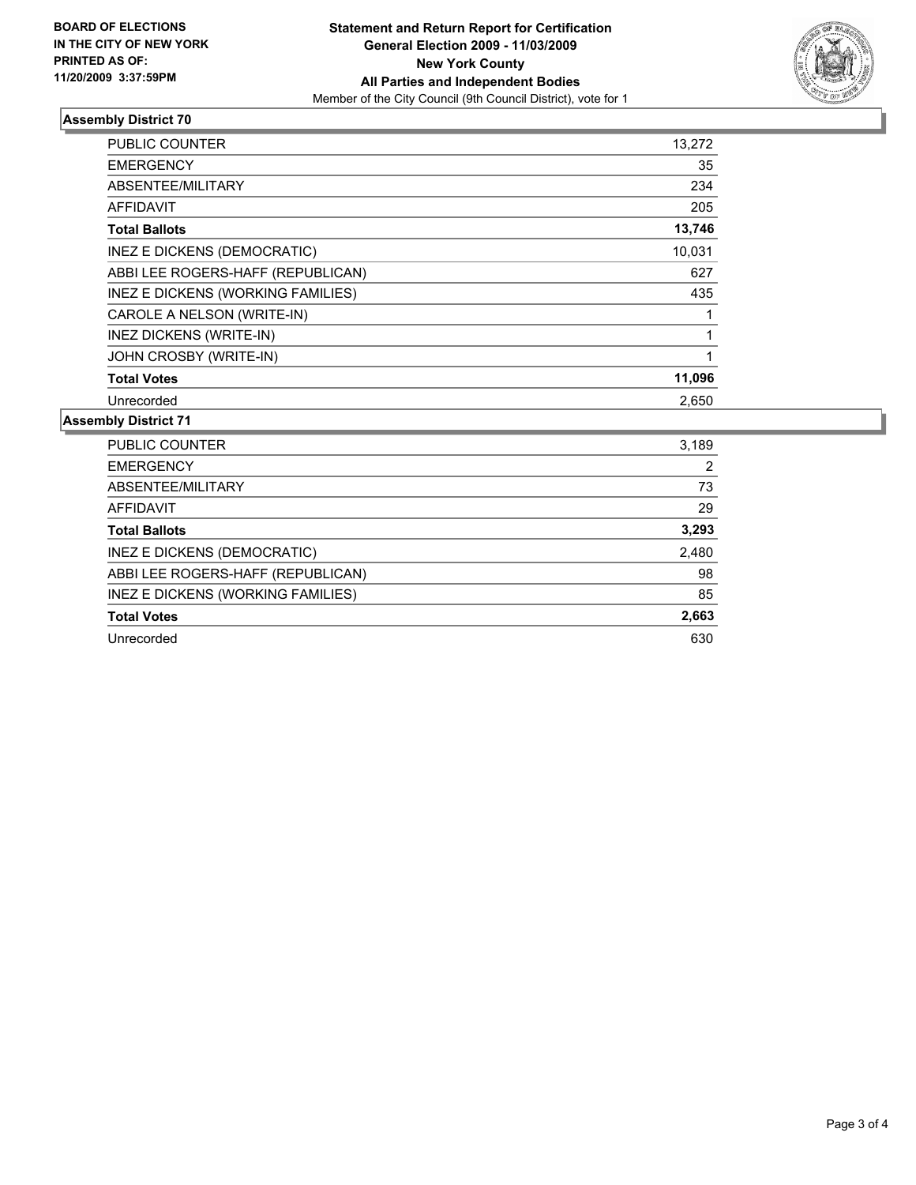**BOARD OF ELECTIONS IN THE CITY OF NEW YORK PRINTED AS OF: 11/20/2009 3:37:59PM**

**Statement and Return Report for Certification**
**General Election 2009 - 11/03/2009**
**New York County**
**All Parties and Independent Bodies**
Member of the City Council (9th Council District), vote for 1

### Assembly District 70

| | |
|---|---|
| PUBLIC COUNTER | 13,272 |
| EMERGENCY | 35 |
| ABSENTEE/MILITARY | 234 |
| AFFIDAVIT | 205 |
| **Total Ballots** | **13,746** |
| INEZ E DICKENS (DEMOCRATIC) | 10,031 |
| ABBI LEE ROGERS-HAFF (REPUBLICAN) | 627 |
| INEZ E DICKENS (WORKING FAMILIES) | 435 |
| CAROLE A NELSON (WRITE-IN) | 1 |
| INEZ DICKENS (WRITE-IN) | 1 |
| JOHN CROSBY (WRITE-IN) | 1 |
| **Total Votes** | **11,096** |
| Unrecorded | 2,650 |

### Assembly District 71

| | |
|---|---|
| PUBLIC COUNTER | 3,189 |
| EMERGENCY | 2 |
| ABSENTEE/MILITARY | 73 |
| AFFIDAVIT | 29 |
| **Total Ballots** | **3,293** |
| INEZ E DICKENS (DEMOCRATIC) | 2,480 |
| ABBI LEE ROGERS-HAFF (REPUBLICAN) | 98 |
| INEZ E DICKENS (WORKING FAMILIES) | 85 |
| **Total Votes** | **2,663** |
| Unrecorded | 630 |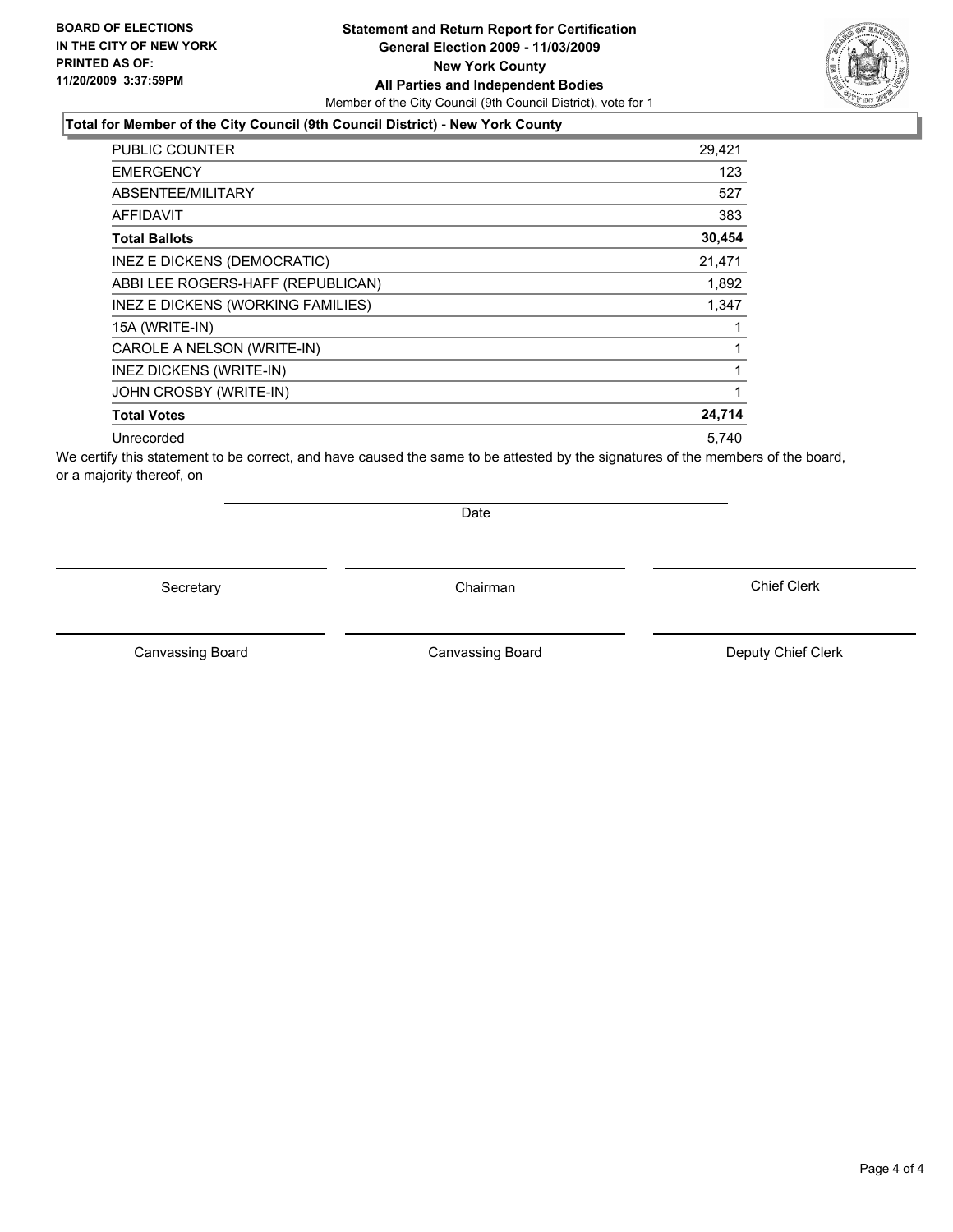**BOARD OF ELECTIONS IN THE CITY OF NEW YORK PRINTED AS OF: 11/20/2009 3:37:59PM**

**Statement and Return Report for Certification**
**General Election 2009 - 11/03/2009**
**New York County**
**All Parties and Independent Bodies**
Member of the City Council (9th Council District), vote for 1

**Total for Member of the City Council (9th Council District) - New York County**

| | |
|---|---|
| PUBLIC COUNTER | 29,421 |
| EMERGENCY | 123 |
| ABSENTEE/MILITARY | 527 |
| AFFIDAVIT | 383 |
| **Total Ballots** | **30,454** |
| INEZ E DICKENS (DEMOCRATIC) | 21,471 |
| ABBI LEE ROGERS-HAFF (REPUBLICAN) | 1,892 |
| INEZ E DICKENS (WORKING FAMILIES) | 1,347 |
| 15A (WRITE-IN) | 1 |
| CAROLE A NELSON (WRITE-IN) | 1 |
| INEZ DICKENS (WRITE-IN) | 1 |
| JOHN CROSBY (WRITE-IN) | 1 |
| **Total Votes** | **24,714** |
| Unrecorded | 5,740 |

We certify this statement to be correct, and have caused the same to be attested by the signatures of the members of the board, or a majority thereof, on

Date

Secretary

Chairman

Chief Clerk

Canvassing Board

Canvassing Board

Deputy Chief Clerk